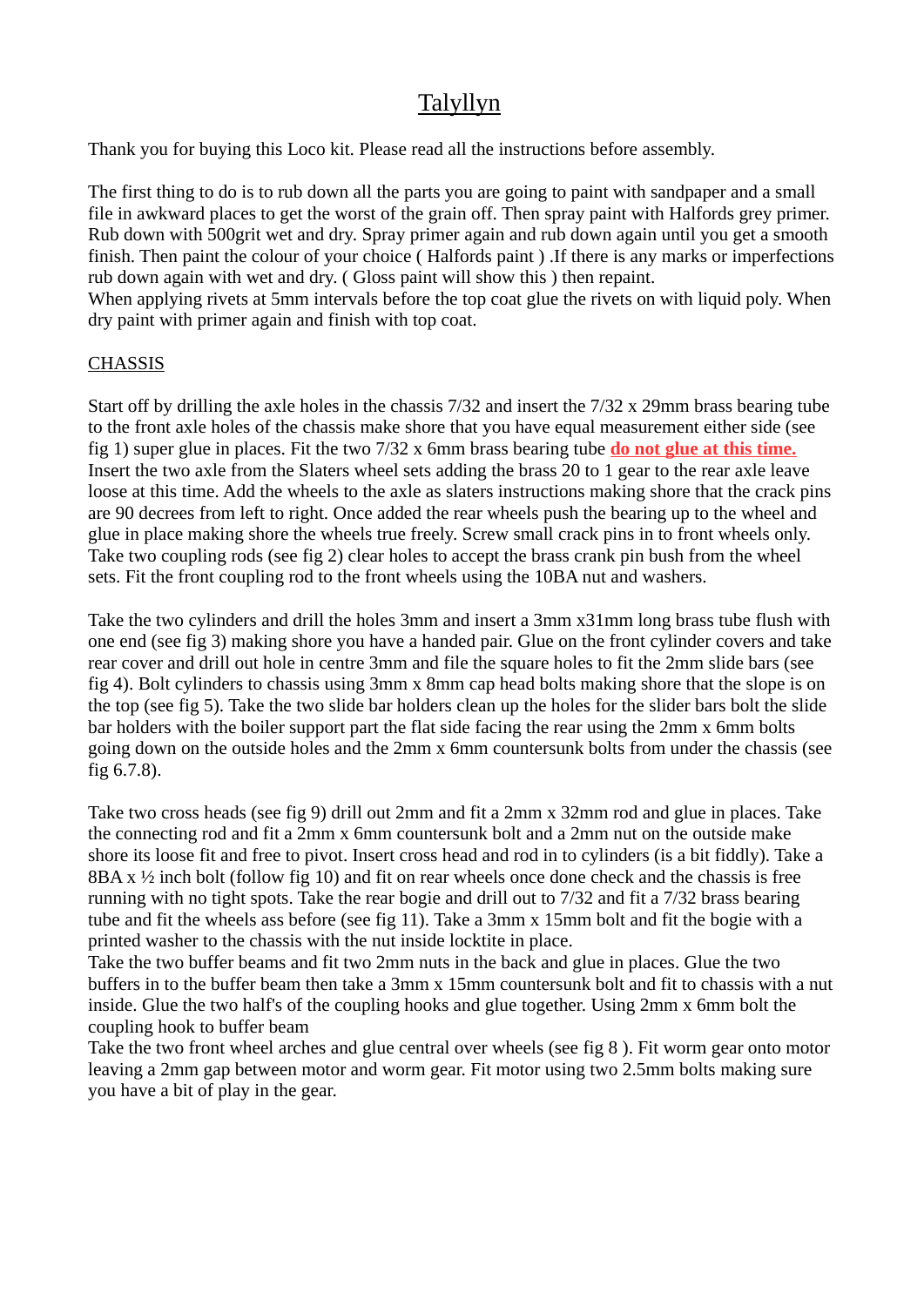# Talyllyn

Thank you for buying this Loco kit. Please read all the instructions before assembly.

The first thing to do is to rub down all the parts you are going to paint with sandpaper and a small file in awkward places to get the worst of the grain off. Then spray paint with Halfords grey primer. Rub down with 500grit wet and dry. Spray primer again and rub down again until you get a smooth finish. Then paint the colour of your choice ( Halfords paint ) .If there is any marks or imperfections rub down again with wet and dry. ( Gloss paint will show this ) then repaint.
When applying rivets at 5mm intervals before the top coat glue the rivets on with liquid poly. When dry paint with primer again and finish with top coat.

## CHASSIS

Start off by drilling the axle holes in the chassis 7/32 and insert the 7/32 x 29mm brass bearing tube to the front axle holes of the chassis make shore that you have equal measurement either side (see fig 1) super glue in places. Fit the two 7/32 x 6mm brass bearing tube **do not glue at this time.** Insert the two axle from the Slaters wheel sets adding the brass 20 to 1 gear to the rear axle leave loose at this time. Add the wheels to the axle as slaters instructions making shore that the crack pins are 90 decrees from left to right. Once added the rear wheels push the bearing up to the wheel and glue in place making shore the wheels true freely. Screw small crack pins in to front wheels only. Take two coupling rods (see fig 2) clear holes to accept the brass crank pin bush from the wheel sets. Fit the front coupling rod to the front wheels using the 10BA nut and washers.

Take the two cylinders and drill the holes 3mm and insert a 3mm x31mm long brass tube flush with one end (see fig 3) making shore you have a handed pair. Glue on the front cylinder covers and take rear cover and drill out hole in centre 3mm and file the square holes to fit the 2mm slide bars (see fig 4). Bolt cylinders to chassis using 3mm x 8mm cap head bolts making shore that the slope is on the top (see fig 5). Take the two slide bar holders clean up the holes for the slider bars bolt the slide bar holders with the boiler support part the flat side facing the rear using the 2mm x 6mm bolts going down on the outside holes and the 2mm x 6mm countersunk bolts from under the chassis (see fig 6.7.8).

Take two cross heads (see fig 9) drill out 2mm and fit a 2mm x 32mm rod and glue in places. Take the connecting rod and fit a 2mm x 6mm countersunk bolt and a 2mm nut on the outside make shore its loose fit and free to pivot. Insert cross head and rod in to cylinders (is a bit fiddly). Take a 8BA x ½ inch bolt (follow fig 10) and fit on rear wheels once done check and the chassis is free running with no tight spots. Take the rear bogie and drill out to 7/32 and fit a 7/32 brass bearing tube and fit the wheels ass before (see fig 11). Take a 3mm x 15mm bolt and fit the bogie with a printed washer to the chassis with the nut inside locktite in place.
Take the two buffer beams and fit two 2mm nuts in the back and glue in places. Glue the two buffers in to the buffer beam then take a 3mm x 15mm countersunk bolt and fit to chassis with a nut inside. Glue the two half's of the coupling hooks and glue together. Using 2mm x 6mm bolt the coupling hook to buffer beam
Take the two front wheel arches and glue central over wheels (see fig 8 ). Fit worm gear onto motor leaving a 2mm gap between motor and worm gear. Fit motor using two 2.5mm bolts making sure you have a bit of play in the gear.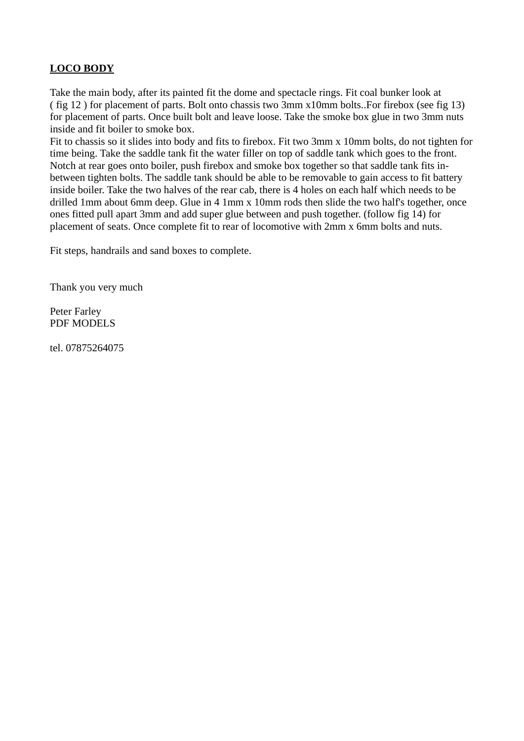**LOCO BODY**

Take the main body, after its painted fit the dome and spectacle rings. Fit coal bunker look at ( fig 12 ) for placement of parts. Bolt onto chassis two 3mm x10mm bolts..For firebox (see fig 13) for placement of parts. Once built bolt and leave loose. Take the smoke box glue in two 3mm nuts inside and fit boiler to smoke box.
Fit to chassis so it slides into body and fits to firebox. Fit two 3mm x 10mm bolts, do not tighten for time being. Take the saddle tank fit the water filler on top of saddle tank which goes to the front. Notch at rear goes onto boiler, push firebox and smoke box together so that saddle tank fits in-between tighten bolts. The saddle tank should be able to be removable to gain access to fit battery inside boiler. Take the two halves of the rear cab, there is 4 holes on each half which needs to be drilled 1mm about 6mm deep. Glue in 4 1mm x 10mm rods then slide the two half's together, once ones fitted pull apart 3mm and add super glue between and push together. (follow fig 14) for placement of seats. Once complete fit to rear of locomotive with 2mm x 6mm bolts and nuts.

Fit steps, handrails and sand boxes to complete.

Thank you very much

Peter Farley
PDF MODELS

tel. 07875264075